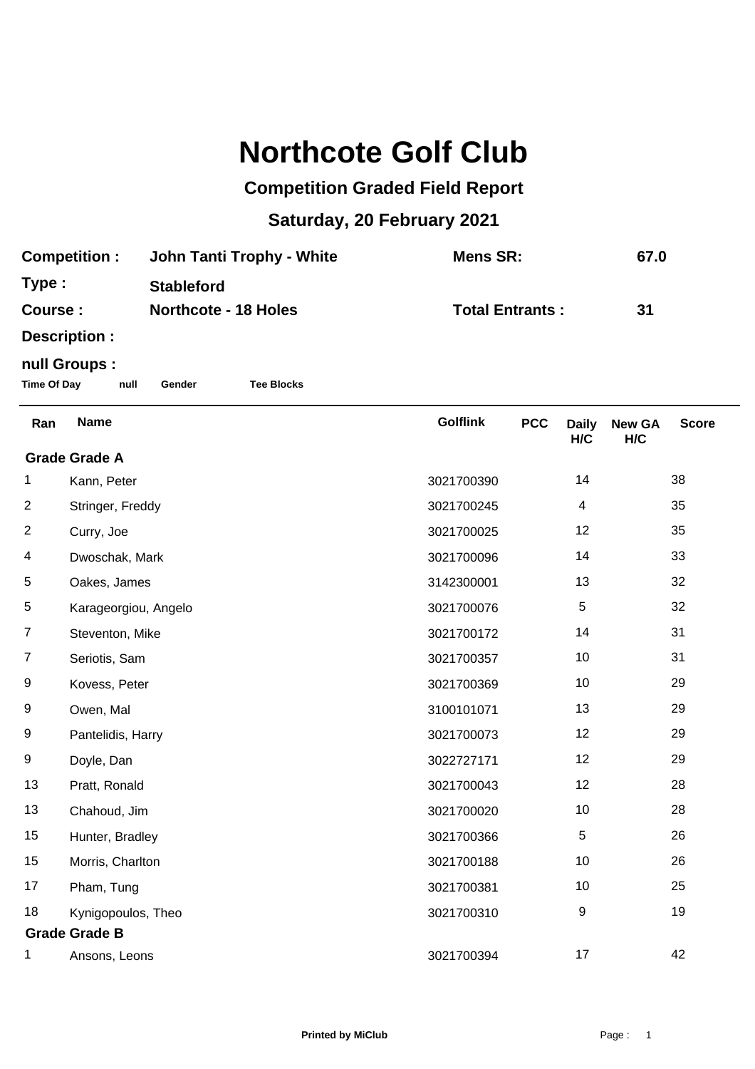# Northcote Golf Club

## Competition Graded Field Report

## Saturday, 20 February 2021

**Competition :** John Tanti Trophy - White **Mens SR:** 67.0

**Type :** Stableford

**Course :** Northcote - 18 Holes **Total Entrants :** 31

**Description :**

**null Groups :**

**Time Of Day** **null** **Gender** **Tee Blocks**

| Ran | Name | Golflink | PCC | Daily H/C | New GA H/C | Score |
|---|---|---|---|---|---|---|
| **Grade Grade A** | | | | | | |
| 1 | Kann, Peter | 3021700390 | | 14 | | 38 |
| 2 | Stringer, Freddy | 3021700245 | | 4 | | 35 |
| 2 | Curry, Joe | 3021700025 | | 12 | | 35 |
| 4 | Dwoschak, Mark | 3021700096 | | 14 | | 33 |
| 5 | Oakes, James | 3142300001 | | 13 | | 32 |
| 5 | Karageorgiou, Angelo | 3021700076 | | 5 | | 32 |
| 7 | Steventon, Mike | 3021700172 | | 14 | | 31 |
| 7 | Seriotis, Sam | 3021700357 | | 10 | | 31 |
| 9 | Kovess, Peter | 3021700369 | | 10 | | 29 |
| 9 | Owen, Mal | 3100101071 | | 13 | | 29 |
| 9 | Pantelidis, Harry | 3021700073 | | 12 | | 29 |
| 9 | Doyle, Dan | 3022727171 | | 12 | | 29 |
| 13 | Pratt, Ronald | 3021700043 | | 12 | | 28 |
| 13 | Chahoud, Jim | 3021700020 | | 10 | | 28 |
| 15 | Hunter, Bradley | 3021700366 | | 5 | | 26 |
| 15 | Morris, Charlton | 3021700188 | | 10 | | 26 |
| 17 | Pham, Tung | 3021700381 | | 10 | | 25 |
| 18 | Kynigopoulos, Theo | 3021700310 | | 9 | | 19 |
| **Grade Grade B** | | | | | | |
| 1 | Ansons, Leons | 3021700394 | | 17 | | 42 |

Printed by MiClub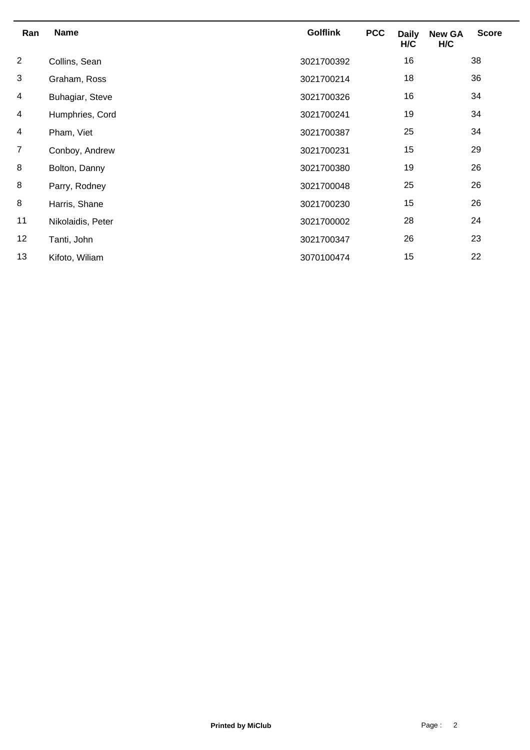| Ran | Name | Golflink | PCC | Daily H/C | New GA H/C | Score |
|---|---|---|---|---|---|---|
| 2 | Collins, Sean | 3021700392 | | 16 | | 38 |
| 3 | Graham, Ross | 3021700214 | | 18 | | 36 |
| 4 | Buhagiar, Steve | 3021700326 | | 16 | | 34 |
| 4 | Humphries, Cord | 3021700241 | | 19 | | 34 |
| 4 | Pham, Viet | 3021700387 | | 25 | | 34 |
| 7 | Conboy, Andrew | 3021700231 | | 15 | | 29 |
| 8 | Bolton, Danny | 3021700380 | | 19 | | 26 |
| 8 | Parry, Rodney | 3021700048 | | 25 | | 26 |
| 8 | Harris, Shane | 3021700230 | | 15 | | 26 |
| 11 | Nikolaidis, Peter | 3021700002 | | 28 | | 24 |
| 12 | Tanti, John | 3021700347 | | 26 | | 23 |
| 13 | Kifoto, Wiliam | 3070100474 | | 15 | | 22 |

**Printed by MiClub**